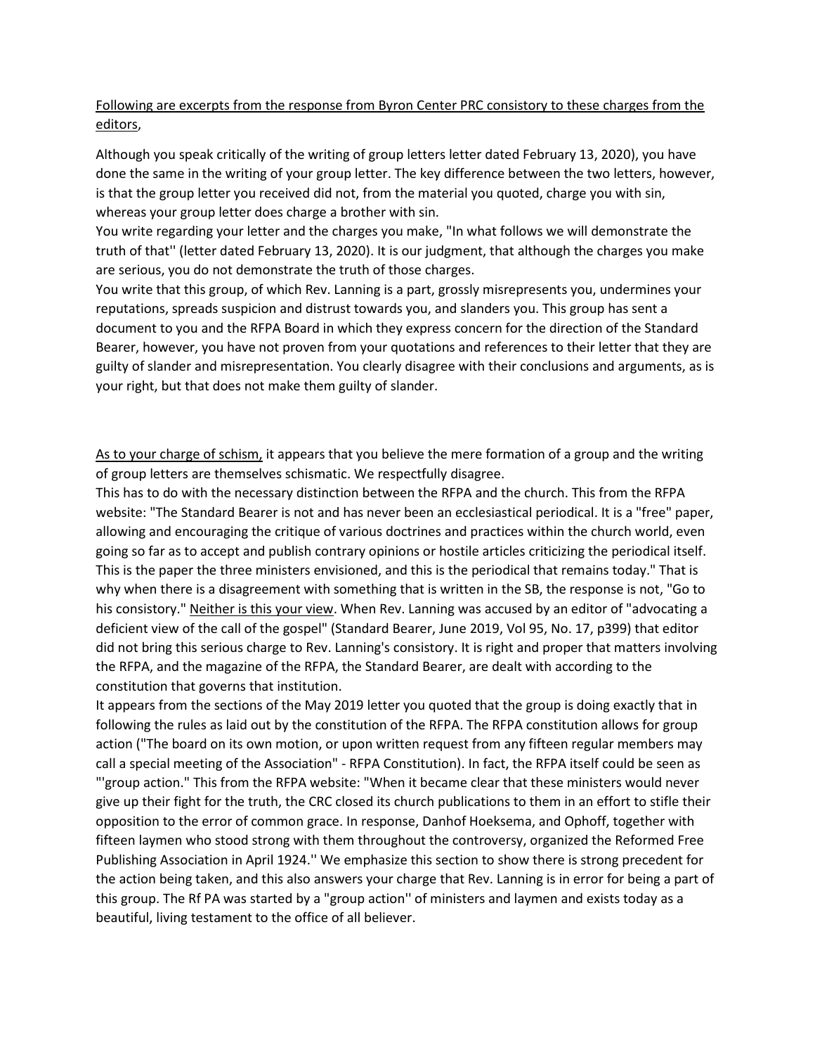<u>Following are excerpts from the response from Byron Center PRC consistory to these charges from the editors</u>,

Although you speak critically of the writing of group letters letter dated February 13, 2020), you have done the same in the writing of your group letter. The key difference between the two letters, however, is that the group letter you received did not, from the material you quoted, charge you with sin, whereas your group letter does charge a brother with sin.

You write regarding your letter and the charges you make, "In what follows we will demonstrate the truth of that'' (letter dated February 13, 2020). It is our judgment, that although the charges you make are serious, you do not demonstrate the truth of those charges.

You write that this group, of which Rev. Lanning is a part, grossly misrepresents you, undermines your reputations, spreads suspicion and distrust towards you, and slanders you. This group has sent a document to you and the RFPA Board in which they express concern for the direction of the Standard Bearer, however, you have not proven from your quotations and references to their letter that they are guilty of slander and misrepresentation. You clearly disagree with their conclusions and arguments, as is your right, but that does not make them guilty of slander.

<u>As to your charge of schism,</u> it appears that you believe the mere formation of a group and the writing of group letters are themselves schismatic. We respectfully disagree.

This has to do with the necessary distinction between the RFPA and the church. This from the RFPA website: "The Standard Bearer is not and has never been an ecclesiastical periodical. It is a "free" paper, allowing and encouraging the critique of various doctrines and practices within the church world, even going so far as to accept and publish contrary opinions or hostile articles criticizing the periodical itself. This is the paper the three ministers envisioned, and this is the periodical that remains today." That is why when there is a disagreement with something that is written in the SB, the response is not, "Go to his consistory." <u>Neither is this your view</u>. When Rev. Lanning was accused by an editor of "advocating a deficient view of the call of the gospel" (Standard Bearer, June 2019, Vol 95, No. 17, p399) that editor did not bring this serious charge to Rev. Lanning's consistory. It is right and proper that matters involving the RFPA, and the magazine of the RFPA, the Standard Bearer, are dealt with according to the constitution that governs that institution.

It appears from the sections of the May 2019 letter you quoted that the group is doing exactly that in following the rules as laid out by the constitution of the RFPA. The RFPA constitution allows for group action ("The board on its own motion, or upon written request from any fifteen regular members may call a special meeting of the Association" - RFPA Constitution). In fact, the RFPA itself could be seen as "'group action." This from the RFPA website: "When it became clear that these ministers would never give up their fight for the truth, the CRC closed its church publications to them in an effort to stifle their opposition to the error of common grace. In response, Danhof Hoeksema, and Ophoff, together with fifteen laymen who stood strong with them throughout the controversy, organized the Reformed Free Publishing Association in April 1924.'' We emphasize this section to show there is strong precedent for the action being taken, and this also answers your charge that Rev. Lanning is in error for being a part of this group. The Rf PA was started by a "group action'' of ministers and laymen and exists today as a beautiful, living testament to the office of all believer.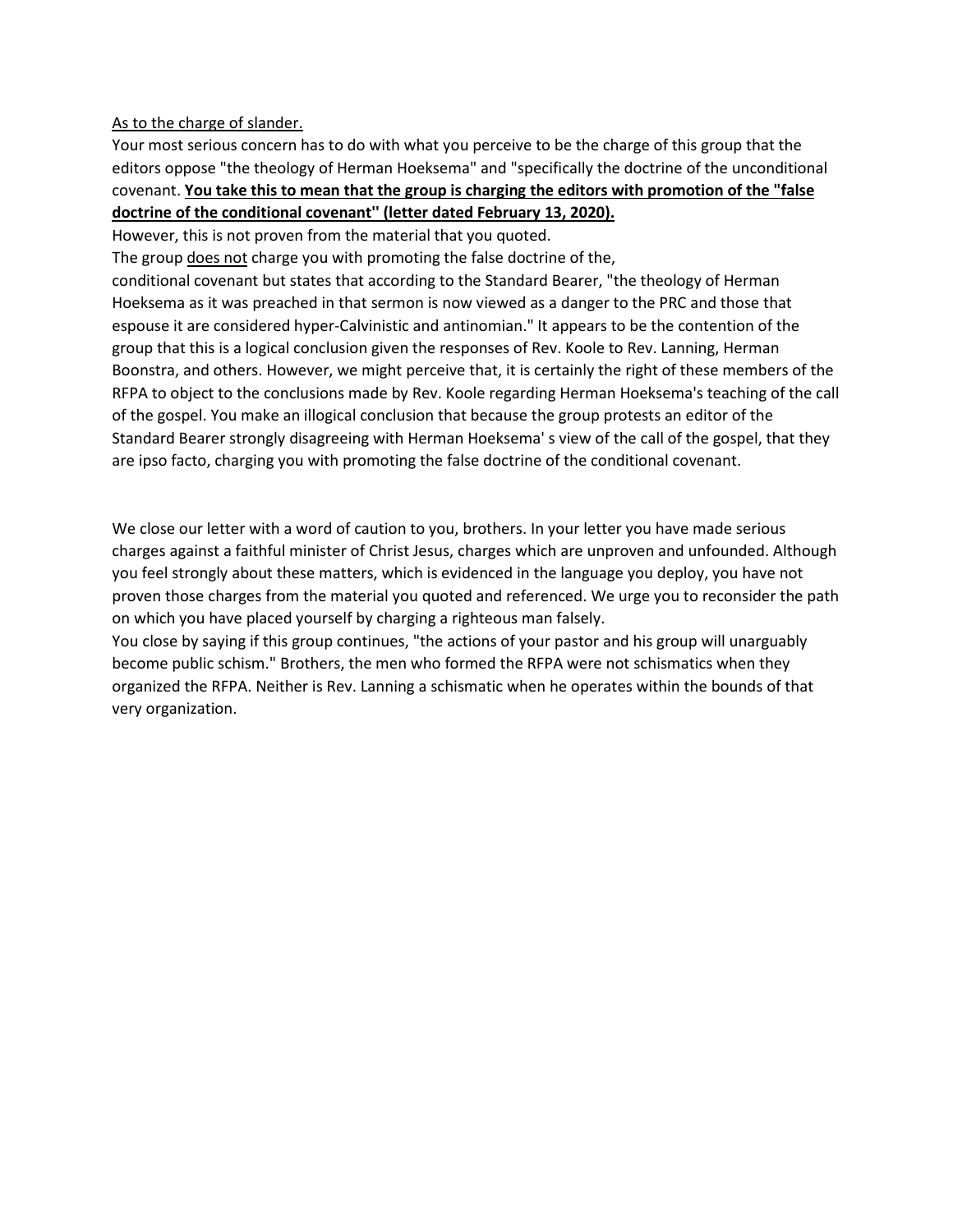As to the charge of slander.

Your most serious concern has to do with what you perceive to be the charge of this group that the editors oppose "the theology of Herman Hoeksema" and "specifically the doctrine of the unconditional covenant. **You take this to mean that the group is charging the editors with promotion of the "false doctrine of the conditional covenant'' (letter dated February 13, 2020).**

However, this is not proven from the material that you quoted.

The group does not charge you with promoting the false doctrine of the,

conditional covenant but states that according to the Standard Bearer, "the theology of Herman Hoeksema as it was preached in that sermon is now viewed as a danger to the PRC and those that espouse it are considered hyper-Calvinistic and antinomian." It appears to be the contention of the group that this is a logical conclusion given the responses of Rev. Koole to Rev. Lanning, Herman Boonstra, and others. However, we might perceive that, it is certainly the right of these members of the RFPA to object to the conclusions made by Rev. Koole regarding Herman Hoeksema's teaching of the call of the gospel. You make an illogical conclusion that because the group protests an editor of the Standard Bearer strongly disagreeing with Herman Hoeksema' s view of the call of the gospel, that they are ipso facto, charging you with promoting the false doctrine of the conditional covenant.

We close our letter with a word of caution to you, brothers. In your letter you have made serious charges against a faithful minister of Christ Jesus, charges which are unproven and unfounded. Although you feel strongly about these matters, which is evidenced in the language you deploy, you have not proven those charges from the material you quoted and referenced. We urge you to reconsider the path on which you have placed yourself by charging a righteous man falsely.

You close by saying if this group continues, "the actions of your pastor and his group will unarguably become public schism." Brothers, the men who formed the RFPA were not schismatics when they organized the RFPA. Neither is Rev. Lanning a schismatic when he operates within the bounds of that very organization.